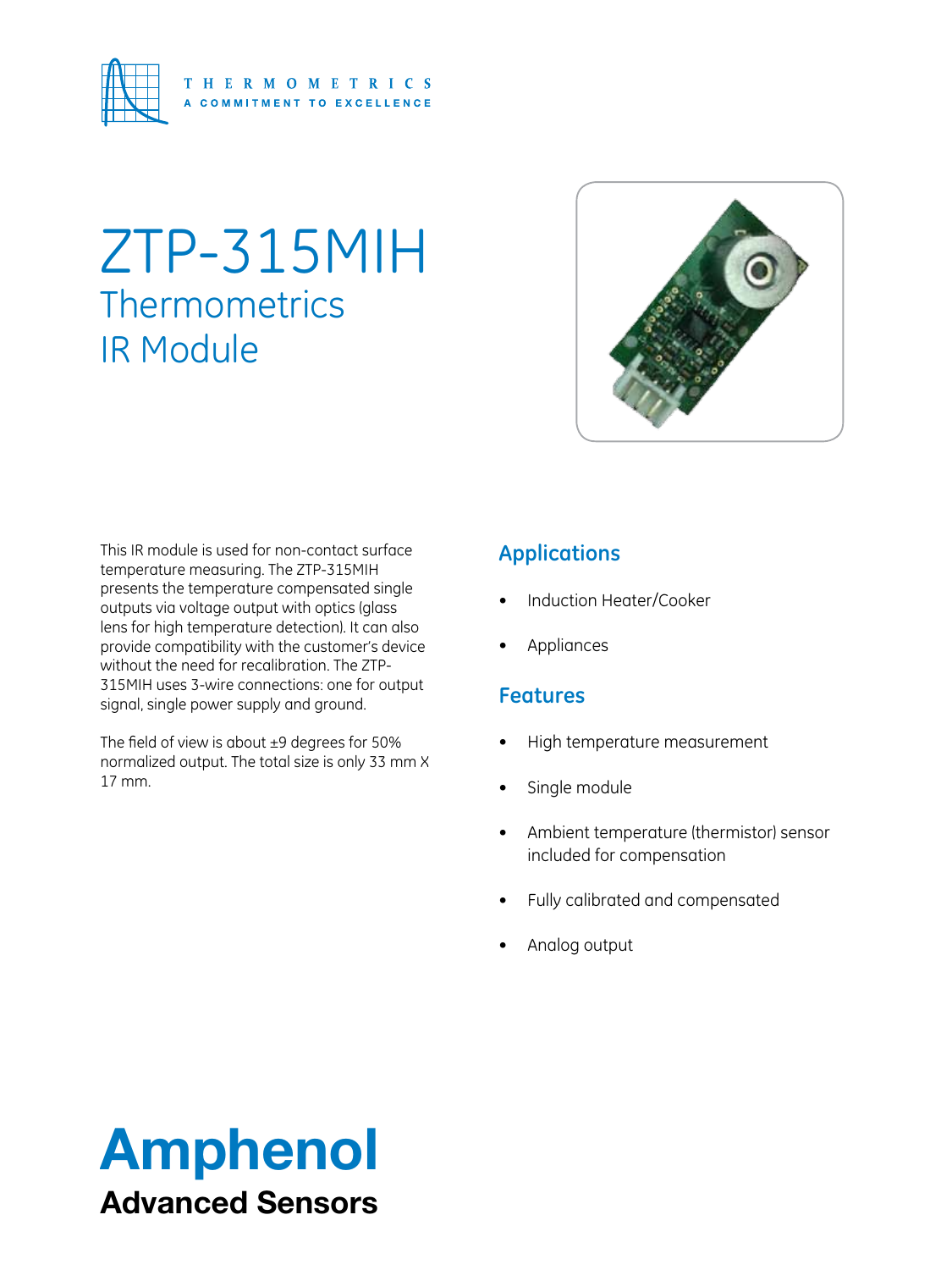THERMOMETRICS
A COMMITMENT TO EXCELLENCE

# ZTP-315MIH

## Thermometrics IR Module

This IR module is used for non-contact surface temperature measuring. The ZTP-315MIH presents the temperature compensated single outputs via voltage output with optics (glass lens for high temperature detection). It can also provide compatibility with the customer's device without the need for recalibration. The ZTP-315MIH uses 3-wire connections: one for output signal, single power supply and ground.

The field of view is about ±9 degrees for 50% normalized output. The total size is only 33 mm X 17 mm.

## Applications

- Induction Heater/Cooker
- Appliances

## Features

- High temperature measurement
- Single module
- Ambient temperature (thermistor) sensor included for compensation
- Fully calibrated and compensated
- Analog output

**Amphenol**
**Advanced Sensors**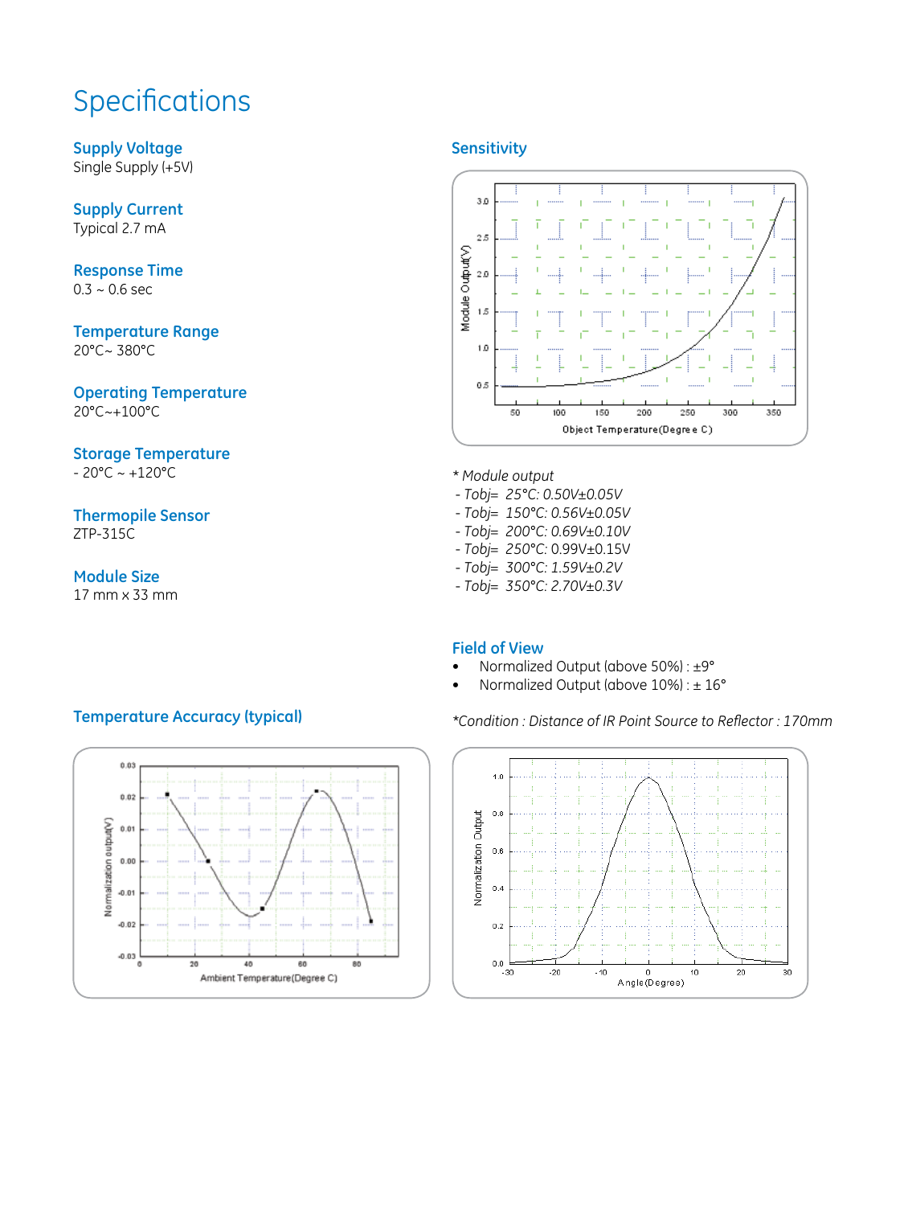# Specifications

## Supply Voltage
Single Supply (+5V)

## Supply Current
Typical 2.7 mA

## Response Time
0.3 ~ 0.6 sec

## Temperature Range
20°C~ 380°C

## Operating Temperature
20°C~+100°C

## Storage Temperature
- 20°C ~ +120°C

## Thermopile Sensor
ZTP-315C

## Module Size
17 mm x 33 mm

## Sensitivity

*\* Module output*
- *Tobj= 25°C: 0.50V±0.05V*
- *Tobj= 150°C: 0.56V±0.05V*
- *Tobj= 200°C: 0.69V±0.10V*
- *Tobj= 250°C:* 0.99V±0.15V
- *Tobj= 300°C: 1.59V±0.2V*
- *Tobj= 350°C: 2.70V±0.3V*

## Field of View
- Normalized Output (above 50%) : ±9°
- Normalized Output (above 10%) : ± 16°

*\*Condition : Distance of IR Point Source to Reflector : 170mm*

## Temperature Accuracy (typical)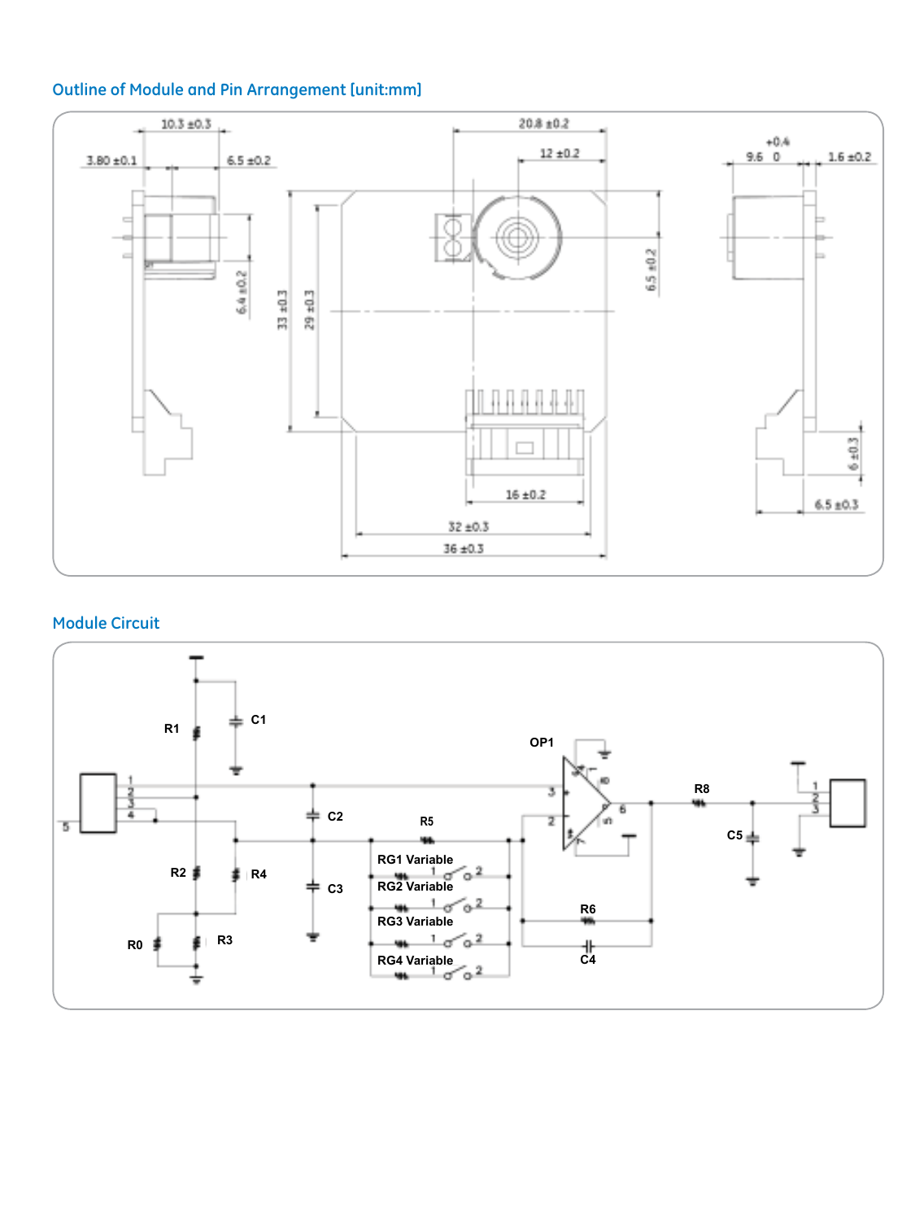## Outline of Module and Pin Arrangement [unit:mm]

## Module Circuit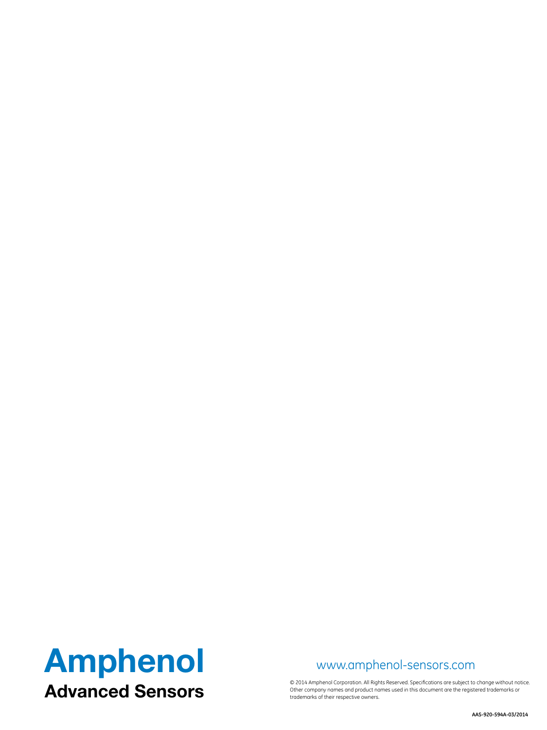**Amphenol**

**Advanced Sensors**

www.amphenol-sensors.com

© 2014 Amphenol Corporation. All Rights Reserved. Specifications are subject to change without notice. Other company names and product names used in this document are the registered trademarks or trademarks of their respective owners.

**AAS-920-594A-03/2014**